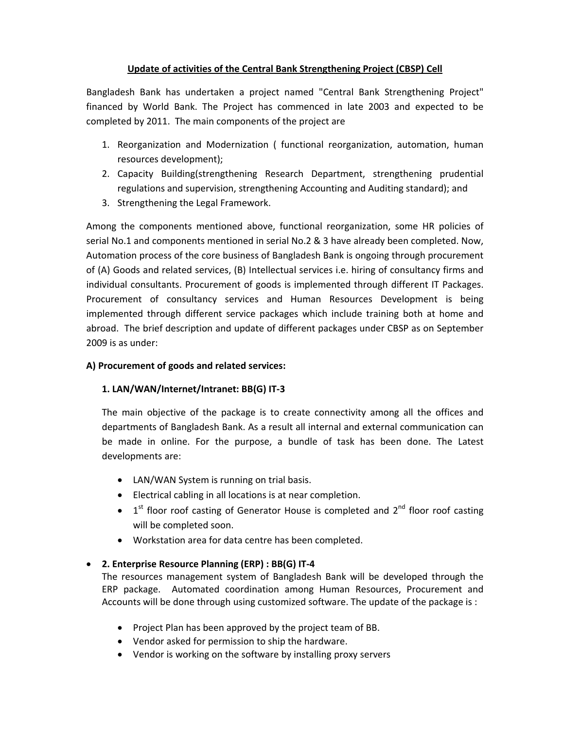## Update of activities of the Central Bank Strengthening Project (CBSP) Cell

Bangladesh Bank has undertaken a project named "Central Bank Strengthening Project" financed by World Bank. The Project has commenced in late 2003 and expected to be completed by 2011. The main components of the project are

1. Reorganization and Modernization ( functional reorganization, automation, human resources development);
2. Capacity Building(strengthening Research Department, strengthening prudential regulations and supervision, strengthening Accounting and Auditing standard); and
3. Strengthening the Legal Framework.

Among the components mentioned above, functional reorganization, some HR policies of serial No.1 and components mentioned in serial No.2 & 3 have already been completed. Now, Automation process of the core business of Bangladesh Bank is ongoing through procurement of (A) Goods and related services, (B) Intellectual services i.e. hiring of consultancy firms and individual consultants. Procurement of goods is implemented through different IT Packages. Procurement of consultancy services and Human Resources Development is being implemented through different service packages which include training both at home and abroad. The brief description and update of different packages under CBSP as on September 2009 is as under:

### A) Procurement of goods and related services:

#### 1. LAN/WAN/Internet/Intranet: BB(G) IT-3

The main objective of the package is to create connectivity among all the offices and departments of Bangladesh Bank. As a result all internal and external communication can be made in online. For the purpose, a bundle of task has been done. The Latest developments are:

- LAN/WAN System is running on trial basis.
- Electrical cabling in all locations is at near completion.
- 1st floor roof casting of Generator House is completed and 2nd floor roof casting will be completed soon.
- Workstation area for data centre has been completed.

#### 2. Enterprise Resource Planning (ERP) : BB(G) IT-4

The resources management system of Bangladesh Bank will be developed through the ERP package. Automated coordination among Human Resources, Procurement and Accounts will be done through using customized software. The update of the package is :

- Project Plan has been approved by the project team of BB.
- Vendor asked for permission to ship the hardware.
- Vendor is working on the software by installing proxy servers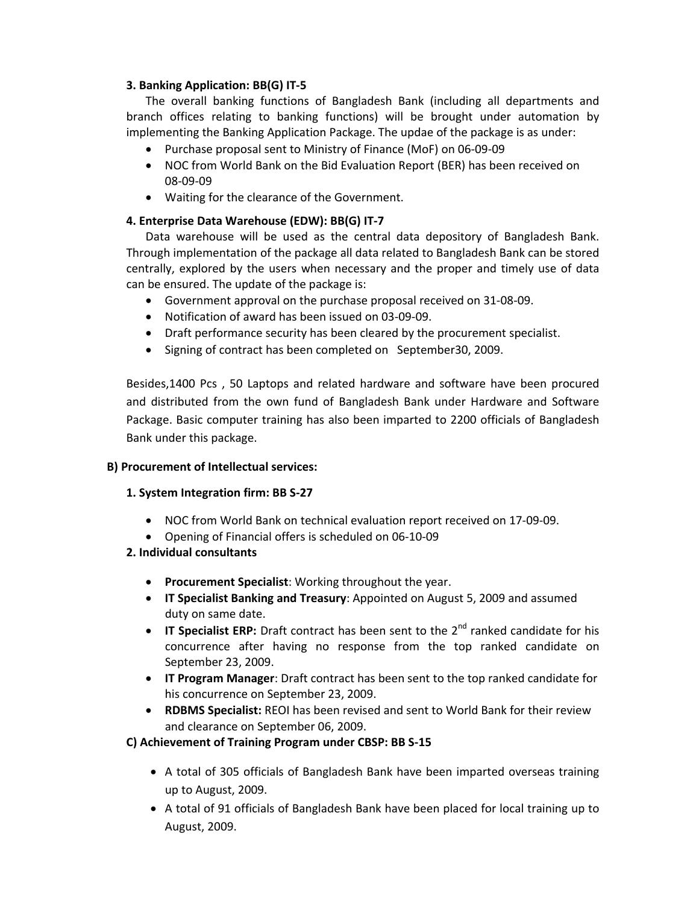### 3. Banking Application: BB(G) IT-5

The overall banking functions of Bangladesh Bank (including all departments and branch offices relating to banking functions) will be brought under automation by implementing the Banking Application Package. The updae of the package is as under:

- Purchase proposal sent to Ministry of Finance (MoF) on 06-09-09
- NOC from World Bank on the Bid Evaluation Report (BER) has been received on 08-09-09
- Waiting for the clearance of the Government.

### 4. Enterprise Data Warehouse (EDW): BB(G) IT-7

Data warehouse will be used as the central data depository of Bangladesh Bank. Through implementation of the package all data related to Bangladesh Bank can be stored centrally, explored by the users when necessary and the proper and timely use of data can be ensured. The update of the package is:

- Government approval on the purchase proposal received on 31-08-09.
- Notification of award has been issued on 03-09-09.
- Draft performance security has been cleared by the procurement specialist.
- Signing of contract has been completed on September30, 2009.

Besides,1400 Pcs , 50 Laptops and related hardware and software have been procured and distributed from the own fund of Bangladesh Bank under Hardware and Software Package. Basic computer training has also been imparted to 2200 officials of Bangladesh Bank under this package.

## B) Procurement of Intellectual services:

### 1. System Integration firm: BB S-27

- NOC from World Bank on technical evaluation report received on 17-09-09.
- Opening of Financial offers is scheduled on 06-10-09

### 2. Individual consultants

- **Procurement Specialist**: Working throughout the year.
- **IT Specialist Banking and Treasury**: Appointed on August 5, 2009 and assumed duty on same date.
- **IT Specialist ERP:** Draft contract has been sent to the 2nd ranked candidate for his concurrence after having no response from the top ranked candidate on September 23, 2009.
- **IT Program Manager**: Draft contract has been sent to the top ranked candidate for his concurrence on September 23, 2009.
- **RDBMS Specialist:** REOI has been revised and sent to World Bank for their review and clearance on September 06, 2009.

## C) Achievement of Training Program under CBSP: BB S-15

- A total of 305 officials of Bangladesh Bank have been imparted overseas training up to August, 2009.
- A total of 91 officials of Bangladesh Bank have been placed for local training up to August, 2009.